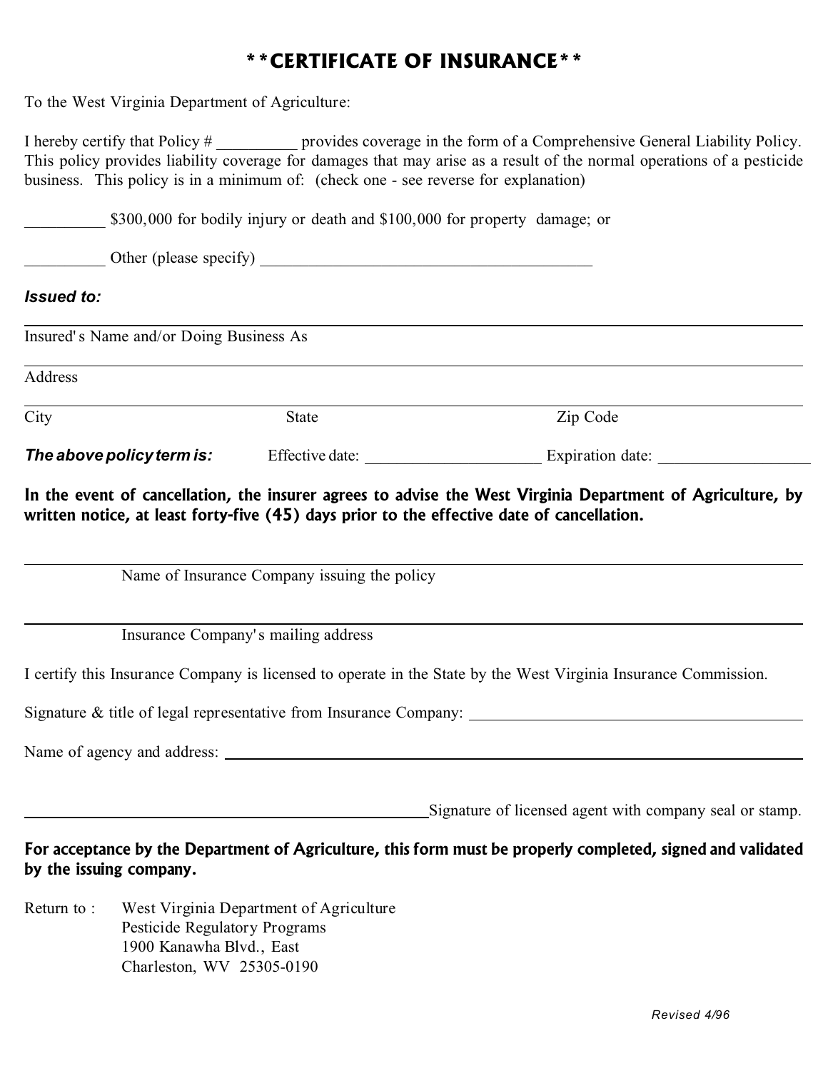# \*\*CERTIFICATE OF INSURANCE\*\*

To the West Virginia Department of Agriculture:

I hereby certify that Policy # __________ provides coverage in the form of a Comprehensive General Liability Policy. This policy provides liability coverage for damages that may arise as a result of the normal operations of a pesticide business. This policy is in a minimum of: (check one - see reverse for explanation)

__________ $300,000 for bodily injury or death and $100,000 for property damage; or

__________ Other (please specify) __________________________________________

***Issued to:***

______________________________________________________________________

Insured's Name and/or Doing Business As

______________________________________________________________________

Address

______________________________________________________________________

City State Zip Code

***The above policy term is:*** Effective date: ______________________ Expiration date: ___________________

**In the event of cancellation, the insurer agrees to advise the West Virginia Department of Agriculture, by written notice, at least forty-five (45) days prior to the effective date of cancellation.**

______________________________________________________________________

Name of Insurance Company issuing the policy

______________________________________________________________________

Insurance Company's mailing address

I certify this Insurance Company is licensed to operate in the State by the West Virginia Insurance Commission.

Signature & title of legal representative from Insurance Company: ________________________________________

Name of agency and address: ______________________________________________________________

______________________________________________Signature of licensed agent with company seal or stamp.

**For acceptance by the Department of Agriculture, this form must be properly completed, signed and validated by the issuing company.**

Return to : West Virginia Department of Agriculture
Pesticide Regulatory Programs
1900 Kanawha Blvd., East
Charleston, WV 25305-0190

*Revised 4/96*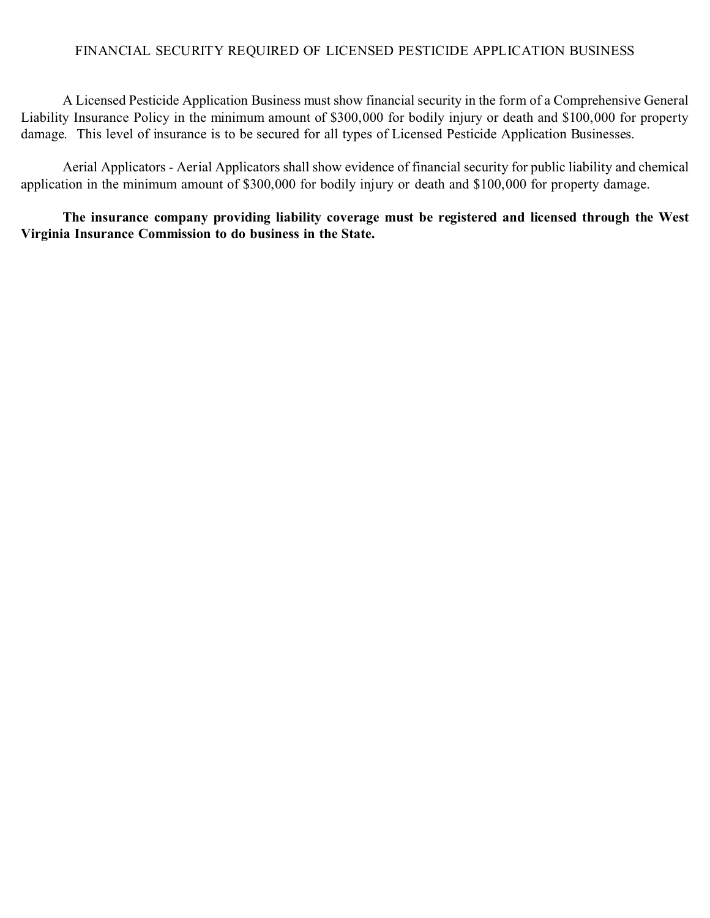# FINANCIAL SECURITY REQUIRED OF LICENSED PESTICIDE APPLICATION BUSINESS

A Licensed Pesticide Application Business must show financial security in the form of a Comprehensive General Liability Insurance Policy in the minimum amount of $300,000 for bodily injury or death and $100,000 for property damage. This level of insurance is to be secured for all types of Licensed Pesticide Application Businesses.

Aerial Applicators - Aerial Applicators shall show evidence of financial security for public liability and chemical application in the minimum amount of $300,000 for bodily injury or death and $100,000 for property damage.

**The insurance company providing liability coverage must be registered and licensed through the West Virginia Insurance Commission to do business in the State.**